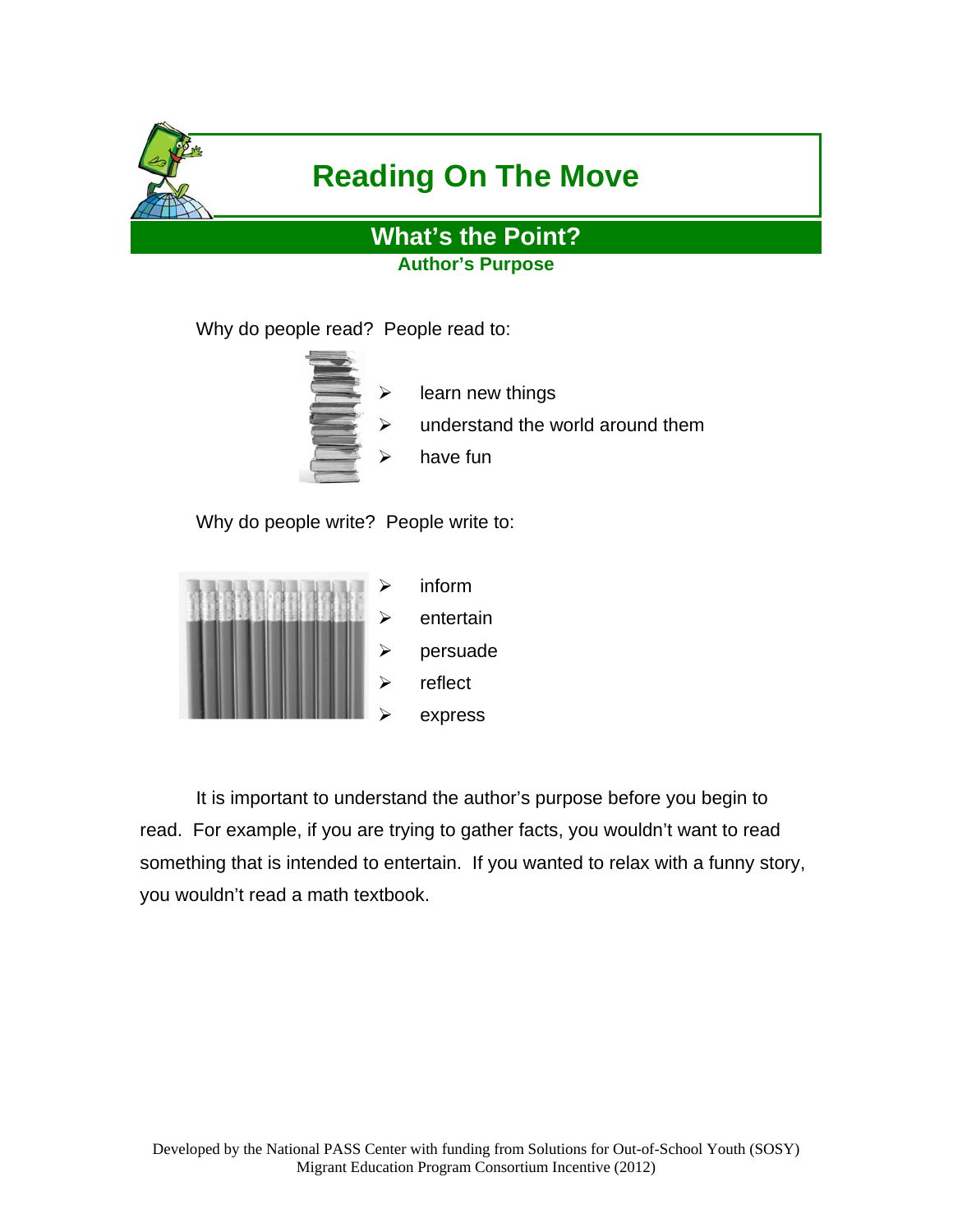# Reading On The Move

## What's the Point?

### Author's Purpose

Why do people read? People read to:

- learn new things
- understand the world around them
- have fun

Why do people write? People write to:

- inform
- entertain
- persuade
- reflect
- express

It is important to understand the author's purpose before you begin to read. For example, if you are trying to gather facts, you wouldn't want to read something that is intended to entertain. If you wanted to relax with a funny story, you wouldn't read a math textbook.

Developed by the National PASS Center with funding from Solutions for Out-of-School Youth (SOSY) Migrant Education Program Consortium Incentive (2012)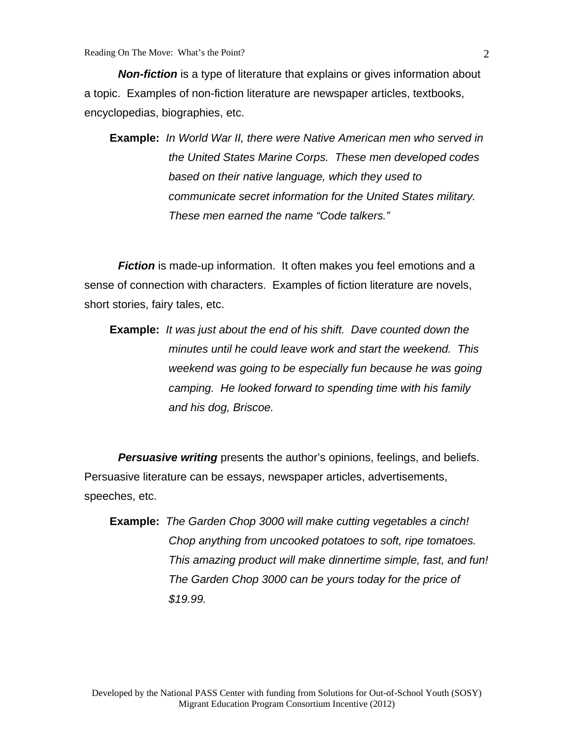***Non-fiction*** is a type of literature that explains or gives information about a topic. Examples of non-fiction literature are newspaper articles, textbooks, encyclopedias, biographies, etc.

**Example:** *In World War II, there were Native American men who served in the United States Marine Corps. These men developed codes based on their native language, which they used to communicate secret information for the United States military. These men earned the name "Code talkers."*

***Fiction*** is made-up information. It often makes you feel emotions and a sense of connection with characters. Examples of fiction literature are novels, short stories, fairy tales, etc.

**Example:** *It was just about the end of his shift. Dave counted down the minutes until he could leave work and start the weekend. This weekend was going to be especially fun because he was going camping. He looked forward to spending time with his family and his dog, Briscoe.*

***Persuasive writing*** presents the author's opinions, feelings, and beliefs. Persuasive literature can be essays, newspaper articles, advertisements, speeches, etc.

**Example:** *The Garden Chop 3000 will make cutting vegetables a cinch! Chop anything from uncooked potatoes to soft, ripe tomatoes. This amazing product will make dinnertime simple, fast, and fun! The Garden Chop 3000 can be yours today for the price of $19.99.*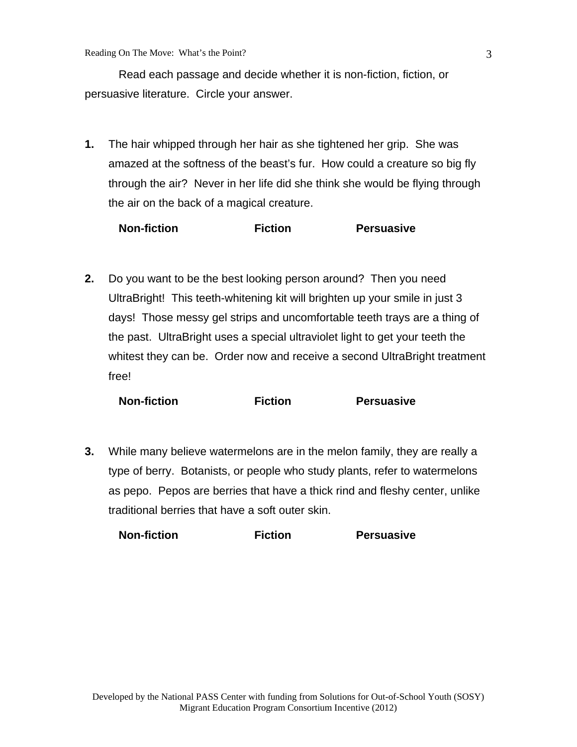Read each passage and decide whether it is non-fiction, fiction, or persuasive literature. Circle your answer.

**1.** The hair whipped through her hair as she tightened her grip. She was amazed at the softness of the beast's fur. How could a creature so big fly through the air? Never in her life did she think she would be flying through the air on the back of a magical creature.

**Non-fiction** **Fiction** **Persuasive**

**2.** Do you want to be the best looking person around? Then you need UltraBright! This teeth-whitening kit will brighten up your smile in just 3 days! Those messy gel strips and uncomfortable teeth trays are a thing of the past. UltraBright uses a special ultraviolet light to get your teeth the whitest they can be. Order now and receive a second UltraBright treatment free!

**Non-fiction** **Fiction** **Persuasive**

**3.** While many believe watermelons are in the melon family, they are really a type of berry. Botanists, or people who study plants, refer to watermelons as pepo. Pepos are berries that have a thick rind and fleshy center, unlike traditional berries that have a soft outer skin.

**Non-fiction** **Fiction** **Persuasive**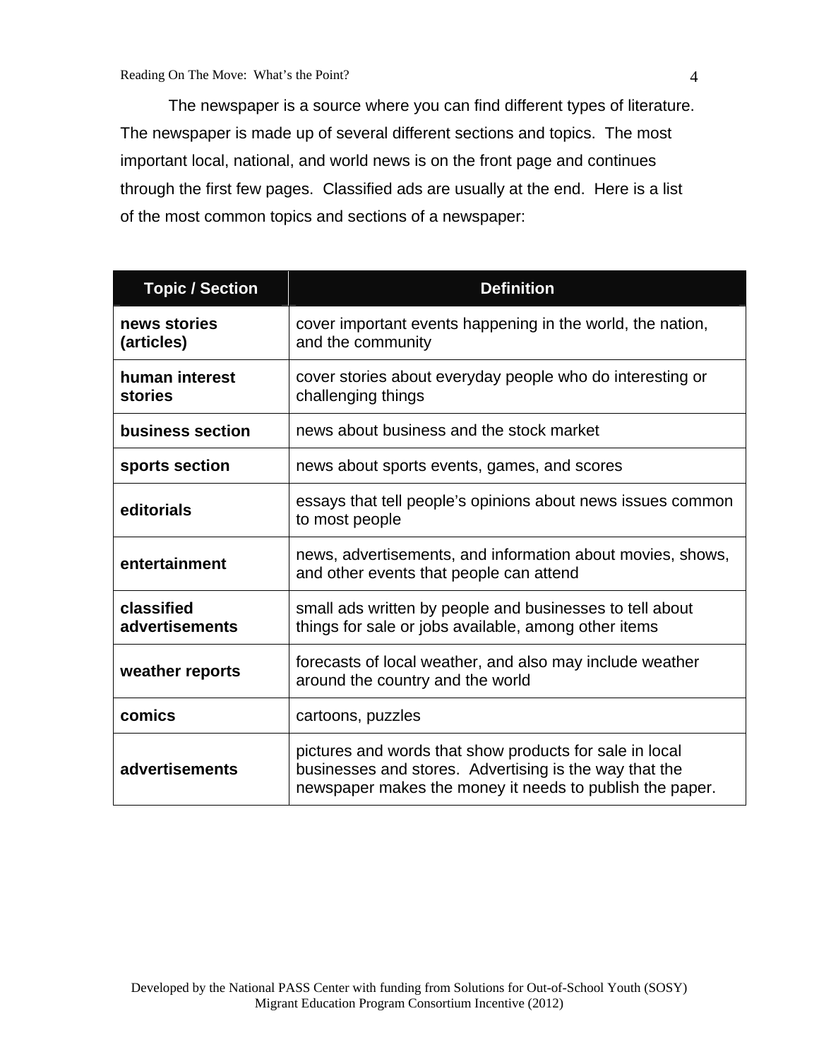The newspaper is a source where you can find different types of literature. The newspaper is made up of several different sections and topics. The most important local, national, and world news is on the front page and continues through the first few pages. Classified ads are usually at the end. Here is a list of the most common topics and sections of a newspaper:

| Topic / Section | Definition |
| --- | --- |
| **news stories (articles)** | cover important events happening in the world, the nation, and the community |
| **human interest stories** | cover stories about everyday people who do interesting or challenging things |
| **business section** | news about business and the stock market |
| **sports section** | news about sports events, games, and scores |
| **editorials** | essays that tell people's opinions about news issues common to most people |
| **entertainment** | news, advertisements, and information about movies, shows, and other events that people can attend |
| **classified advertisements** | small ads written by people and businesses to tell about things for sale or jobs available, among other items |
| **weather reports** | forecasts of local weather, and also may include weather around the country and the world |
| **comics** | cartoons, puzzles |
| **advertisements** | pictures and words that show products for sale in local businesses and stores. Advertising is the way that the newspaper makes the money it needs to publish the paper. |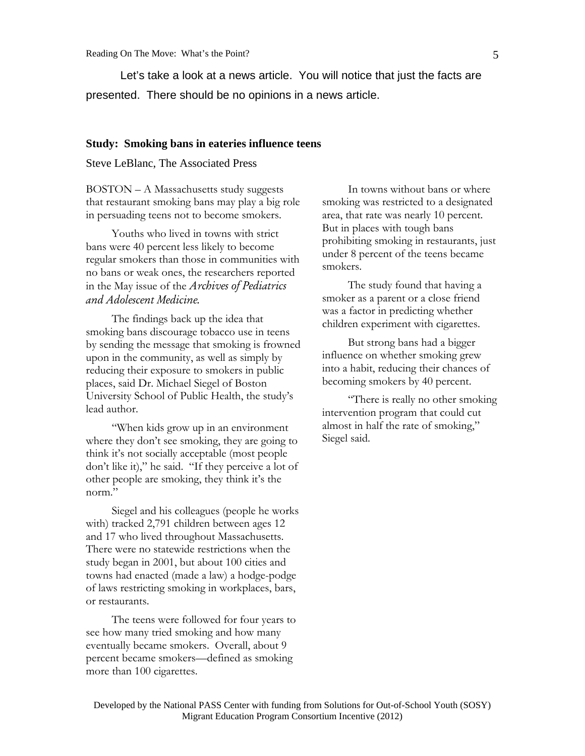Let's take a look at a news article. You will notice that just the facts are presented. There should be no opinions in a news article.

**Study: Smoking bans in eateries influence teens**

Steve LeBlanc, The Associated Press

BOSTON – A Massachusetts study suggests that restaurant smoking bans may play a big role in persuading teens not to become smokers.

Youths who lived in towns with strict bans were 40 percent less likely to become regular smokers than those in communities with no bans or weak ones, the researchers reported in the May issue of the *Archives of Pediatrics and Adolescent Medicine*.

The findings back up the idea that smoking bans discourage tobacco use in teens by sending the message that smoking is frowned upon in the community, as well as simply by reducing their exposure to smokers in public places, said Dr. Michael Siegel of Boston University School of Public Health, the study's lead author.

"When kids grow up in an environment where they don't see smoking, they are going to think it's not socially acceptable (most people don't like it)," he said. "If they perceive a lot of other people are smoking, they think it's the norm."

Siegel and his colleagues (people he works with) tracked 2,791 children between ages 12 and 17 who lived throughout Massachusetts. There were no statewide restrictions when the study began in 2001, but about 100 cities and towns had enacted (made a law) a hodge-podge of laws restricting smoking in workplaces, bars, or restaurants.

The teens were followed for four years to see how many tried smoking and how many eventually became smokers. Overall, about 9 percent became smokers—defined as smoking more than 100 cigarettes.

In towns without bans or where smoking was restricted to a designated area, that rate was nearly 10 percent. But in places with tough bans prohibiting smoking in restaurants, just under 8 percent of the teens became smokers.

The study found that having a smoker as a parent or a close friend was a factor in predicting whether children experiment with cigarettes.

But strong bans had a bigger influence on whether smoking grew into a habit, reducing their chances of becoming smokers by 40 percent.

"There is really no other smoking intervention program that could cut almost in half the rate of smoking," Siegel said.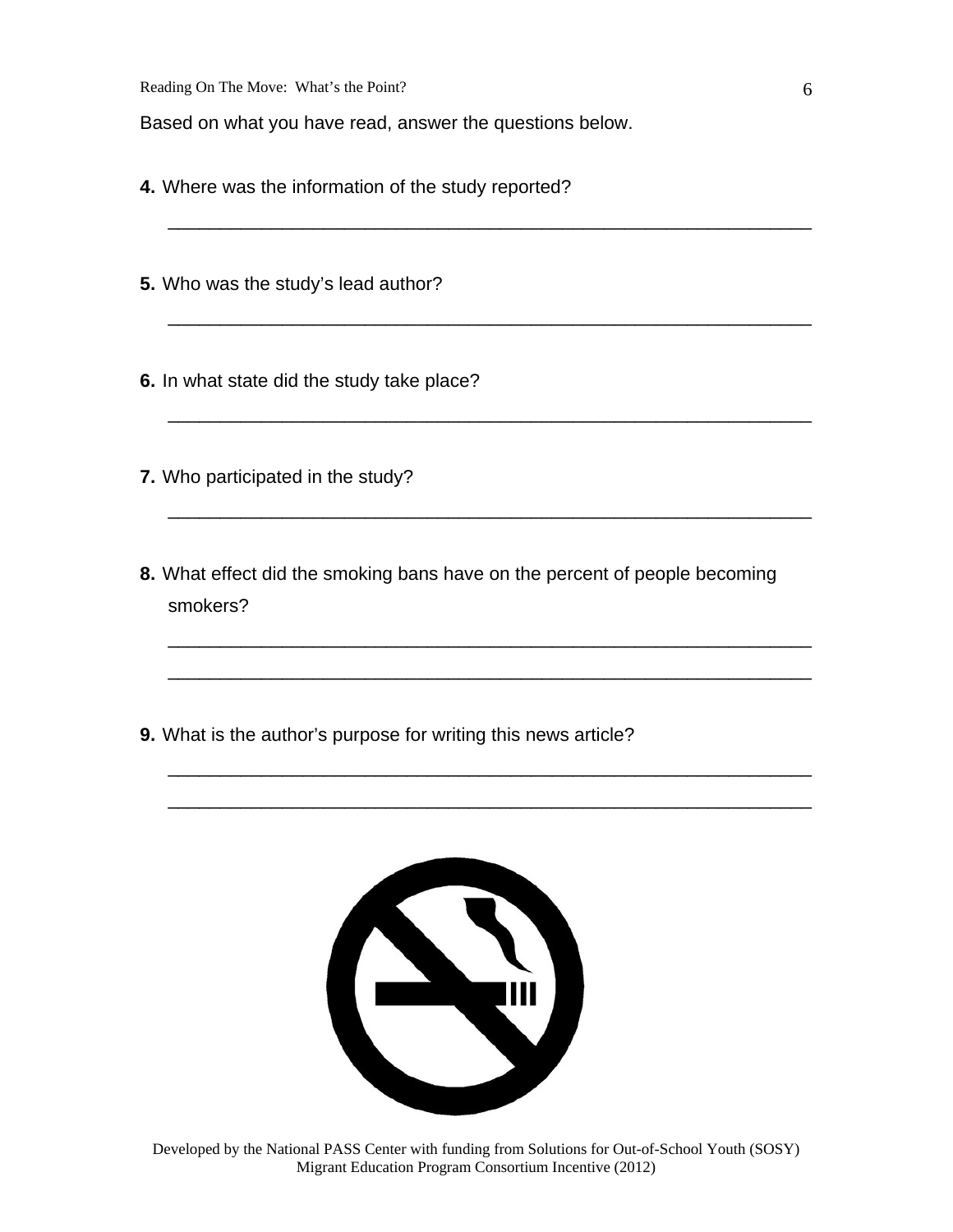Based on what you have read, answer the questions below.

**4.** Where was the information of the study reported?

\_\_\_\_\_\_\_\_\_\_\_\_\_\_\_\_\_\_\_\_\_\_\_\_\_\_\_\_\_\_\_\_\_\_\_\_\_\_\_\_\_\_\_\_\_\_\_\_\_\_\_\_\_\_\_\_\_\_\_\_\_\_\_\_

**5.** Who was the study's lead author?

\_\_\_\_\_\_\_\_\_\_\_\_\_\_\_\_\_\_\_\_\_\_\_\_\_\_\_\_\_\_\_\_\_\_\_\_\_\_\_\_\_\_\_\_\_\_\_\_\_\_\_\_\_\_\_\_\_\_\_\_\_\_\_\_

**6.** In what state did the study take place?

\_\_\_\_\_\_\_\_\_\_\_\_\_\_\_\_\_\_\_\_\_\_\_\_\_\_\_\_\_\_\_\_\_\_\_\_\_\_\_\_\_\_\_\_\_\_\_\_\_\_\_\_\_\_\_\_\_\_\_\_\_\_\_\_

**7.** Who participated in the study?

\_\_\_\_\_\_\_\_\_\_\_\_\_\_\_\_\_\_\_\_\_\_\_\_\_\_\_\_\_\_\_\_\_\_\_\_\_\_\_\_\_\_\_\_\_\_\_\_\_\_\_\_\_\_\_\_\_\_\_\_\_\_\_\_

**8.** What effect did the smoking bans have on the percent of people becoming smokers?

\_\_\_\_\_\_\_\_\_\_\_\_\_\_\_\_\_\_\_\_\_\_\_\_\_\_\_\_\_\_\_\_\_\_\_\_\_\_\_\_\_\_\_\_\_\_\_\_\_\_\_\_\_\_\_\_\_\_\_\_\_\_\_\_

\_\_\_\_\_\_\_\_\_\_\_\_\_\_\_\_\_\_\_\_\_\_\_\_\_\_\_\_\_\_\_\_\_\_\_\_\_\_\_\_\_\_\_\_\_\_\_\_\_\_\_\_\_\_\_\_\_\_\_\_\_\_\_\_

**9.** What is the author's purpose for writing this news article?

\_\_\_\_\_\_\_\_\_\_\_\_\_\_\_\_\_\_\_\_\_\_\_\_\_\_\_\_\_\_\_\_\_\_\_\_\_\_\_\_\_\_\_\_\_\_\_\_\_\_\_\_\_\_\_\_\_\_\_\_\_\_\_\_

\_\_\_\_\_\_\_\_\_\_\_\_\_\_\_\_\_\_\_\_\_\_\_\_\_\_\_\_\_\_\_\_\_\_\_\_\_\_\_\_\_\_\_\_\_\_\_\_\_\_\_\_\_\_\_\_\_\_\_\_\_\_\_\_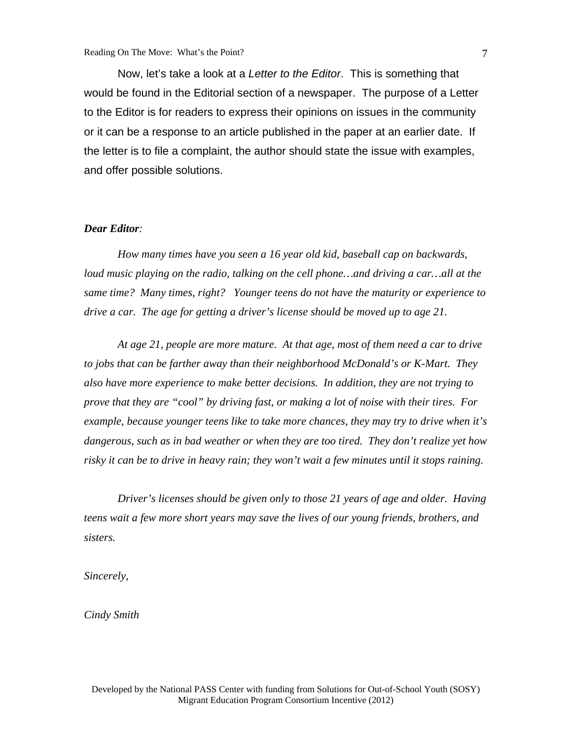Now, let's take a look at a *Letter to the Editor*. This is something that would be found in the Editorial section of a newspaper. The purpose of a Letter to the Editor is for readers to express their opinions on issues in the community or it can be a response to an article published in the paper at an earlier date. If the letter is to file a complaint, the author should state the issue with examples, and offer possible solutions.

***Dear Editor*:**

*How many times have you seen a 16 year old kid, baseball cap on backwards, loud music playing on the radio, talking on the cell phone…and driving a car…all at the same time? Many times, right? Younger teens do not have the maturity or experience to drive a car. The age for getting a driver's license should be moved up to age 21.*

*At age 21, people are more mature. At that age, most of them need a car to drive to jobs that can be farther away than their neighborhood McDonald's or K-Mart. They also have more experience to make better decisions. In addition, they are not trying to prove that they are "cool" by driving fast, or making a lot of noise with their tires. For example, because younger teens like to take more chances, they may try to drive when it's dangerous, such as in bad weather or when they are too tired. They don't realize yet how risky it can be to drive in heavy rain; they won't wait a few minutes until it stops raining.*

*Driver's licenses should be given only to those 21 years of age and older. Having teens wait a few more short years may save the lives of our young friends, brothers, and sisters.*

*Sincerely,*

*Cindy Smith*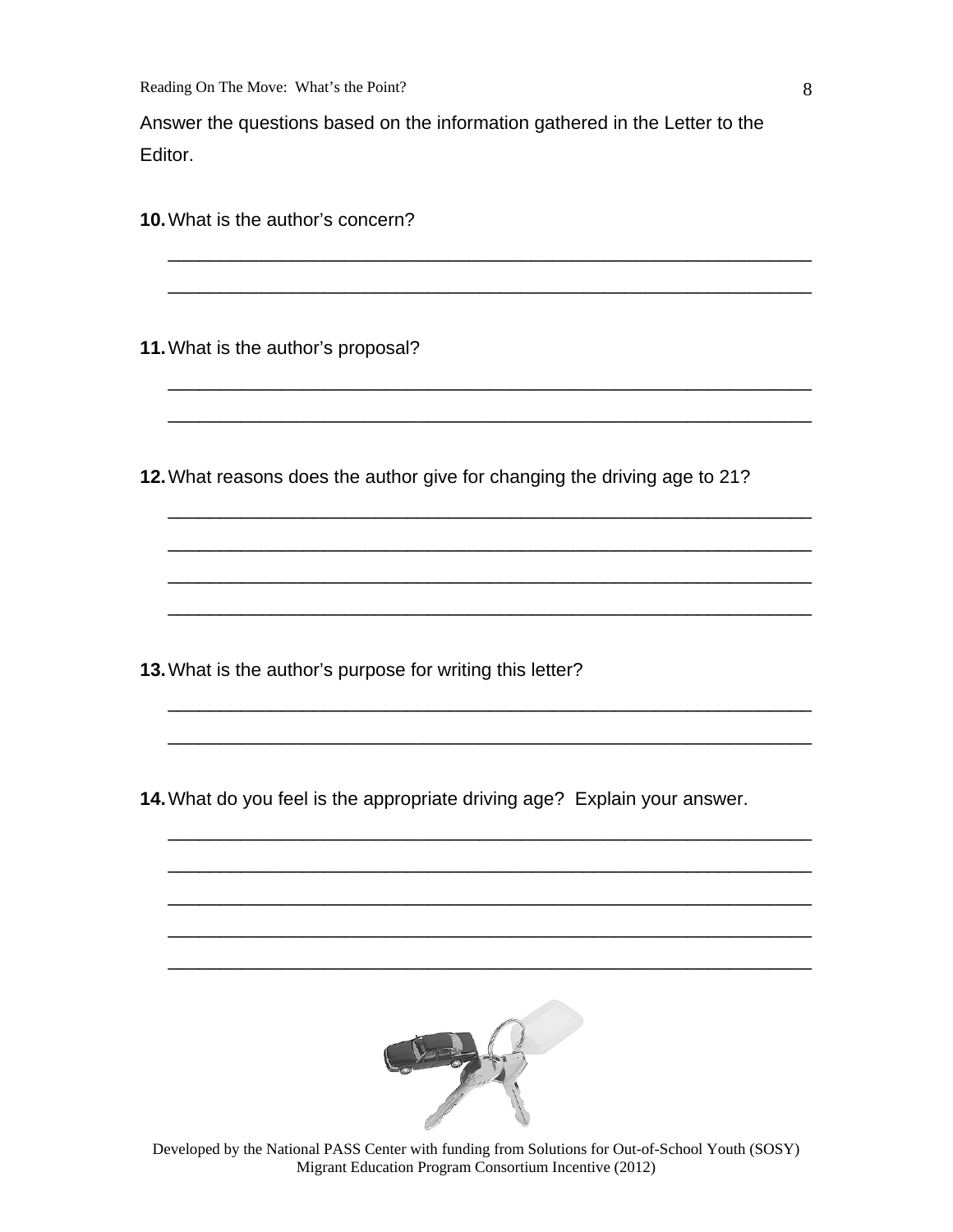Answer the questions based on the information gathered in the Letter to the Editor.

**10.** What is the author's concern?

_______________________________________________________________

_______________________________________________________________

**11.** What is the author's proposal?

_______________________________________________________________

_______________________________________________________________

**12.** What reasons does the author give for changing the driving age to 21?

_______________________________________________________________

_______________________________________________________________

_______________________________________________________________

_______________________________________________________________

**13.** What is the author's purpose for writing this letter?

_______________________________________________________________

_______________________________________________________________

**14.** What do you feel is the appropriate driving age? Explain your answer.

_______________________________________________________________

_______________________________________________________________

_______________________________________________________________

_______________________________________________________________

_______________________________________________________________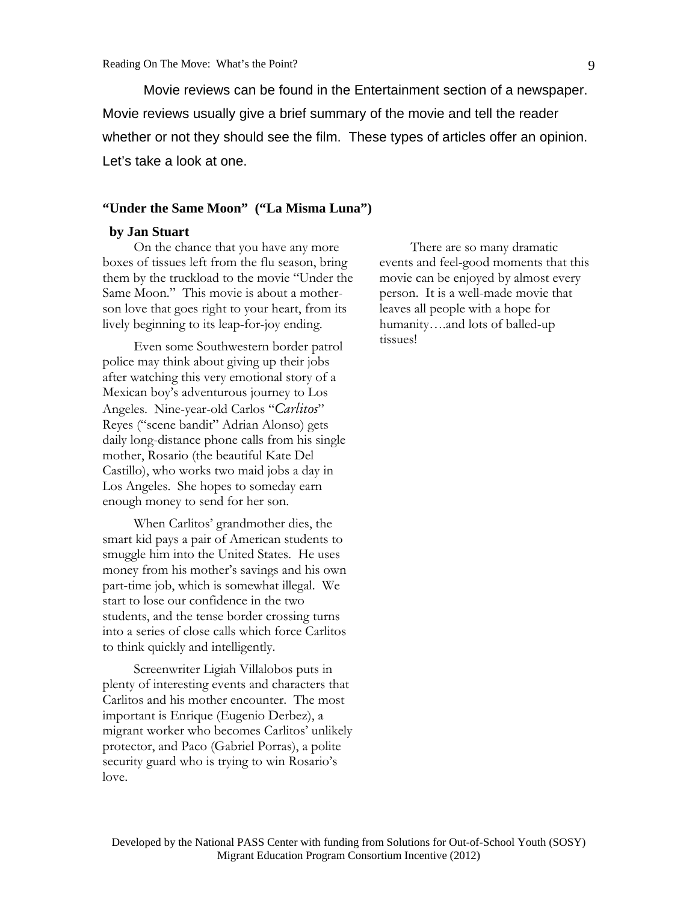Movie reviews can be found in the Entertainment section of a newspaper. Movie reviews usually give a brief summary of the movie and tell the reader whether or not they should see the film. These types of articles offer an opinion. Let's take a look at one.

**"Under the Same Moon" ("La Misma Luna")**

**by Jan Stuart**

On the chance that you have any more boxes of tissues left from the flu season, bring them by the truckload to the movie "Under the Same Moon." This movie is about a mother-son love that goes right to your heart, from its lively beginning to its leap-for-joy ending.

Even some Southwestern border patrol police may think about giving up their jobs after watching this very emotional story of a Mexican boy's adventurous journey to Los Angeles. Nine-year-old Carlos "*Carlitos*" Reyes ("scene bandit" Adrian Alonso) gets daily long-distance phone calls from his single mother, Rosario (the beautiful Kate Del Castillo), who works two maid jobs a day in Los Angeles. She hopes to someday earn enough money to send for her son.

When Carlitos' grandmother dies, the smart kid pays a pair of American students to smuggle him into the United States. He uses money from his mother's savings and his own part-time job, which is somewhat illegal. We start to lose our confidence in the two students, and the tense border crossing turns into a series of close calls which force Carlitos to think quickly and intelligently.

Screenwriter Ligiah Villalobos puts in plenty of interesting events and characters that Carlitos and his mother encounter. The most important is Enrique (Eugenio Derbez), a migrant worker who becomes Carlitos' unlikely protector, and Paco (Gabriel Porras), a polite security guard who is trying to win Rosario's love.

There are so many dramatic events and feel-good moments that this movie can be enjoyed by almost every person. It is a well-made movie that leaves all people with a hope for humanity….and lots of balled-up tissues!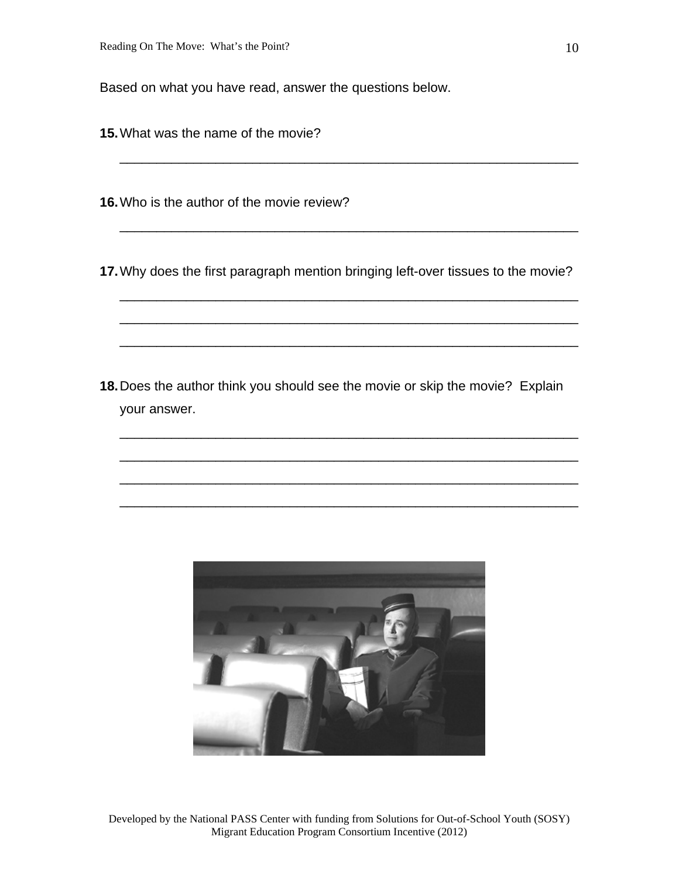Based on what you have read, answer the questions below.

**15.** What was the name of the movie?

_______________________________________________________________

**16.** Who is the author of the movie review?

_______________________________________________________________

**17.** Why does the first paragraph mention bringing left-over tissues to the movie?

_______________________________________________________________

_______________________________________________________________

_______________________________________________________________

**18.** Does the author think you should see the movie or skip the movie? Explain your answer.

_______________________________________________________________

_______________________________________________________________

_______________________________________________________________

_______________________________________________________________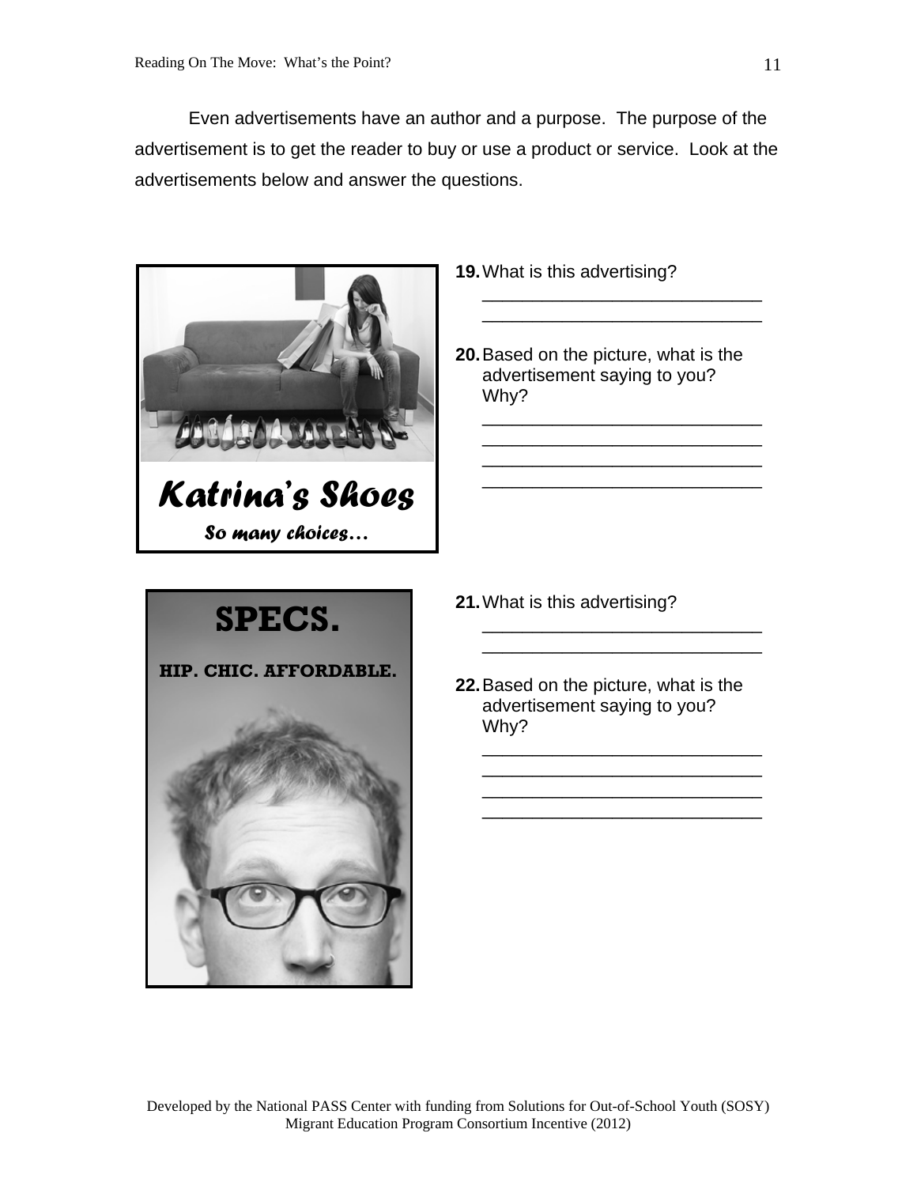Even advertisements have an author and a purpose. The purpose of the advertisement is to get the reader to buy or use a product or service. Look at the advertisements below and answer the questions.

**Katrina's Shoes**

*So many choices…*

**19.** What is this advertising?

_____________________________
_____________________________

**20.** Based on the picture, what is the advertisement saying to you? Why?

_____________________________
_____________________________
_____________________________
_____________________________

**SPECS.**

**HIP. CHIC. AFFORDABLE.**

**21.** What is this advertising?

_____________________________
_____________________________

**22.** Based on the picture, what is the advertisement saying to you? Why?

_____________________________
_____________________________
_____________________________
_____________________________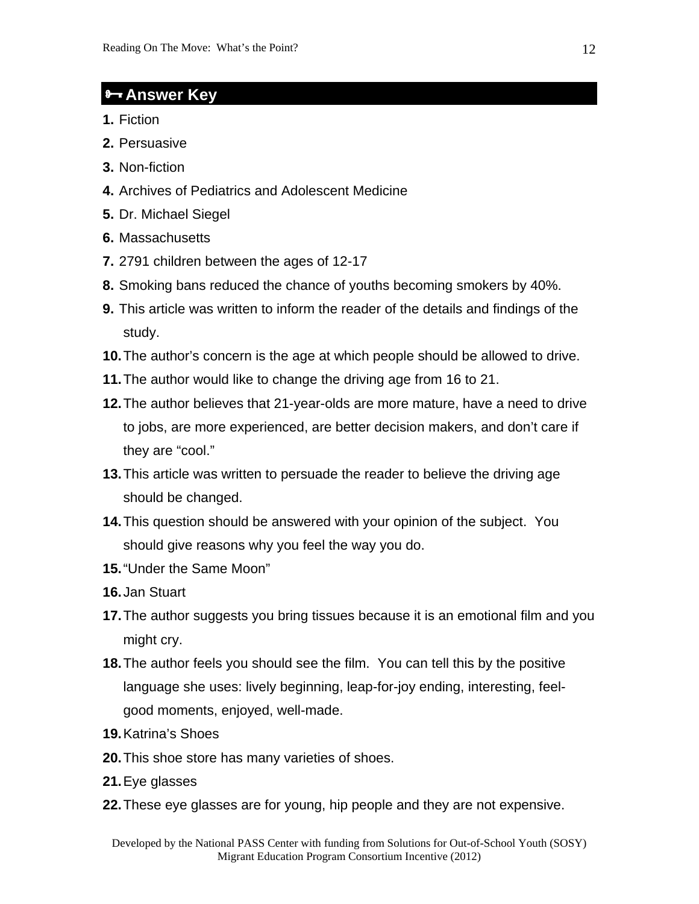## 🗝 Answer Key

1. Fiction
2. Persuasive
3. Non-fiction
4. Archives of Pediatrics and Adolescent Medicine
5. Dr. Michael Siegel
6. Massachusetts
7. 2791 children between the ages of 12-17
8. Smoking bans reduced the chance of youths becoming smokers by 40%.
9. This article was written to inform the reader of the details and findings of the study.
10. The author's concern is the age at which people should be allowed to drive.
11. The author would like to change the driving age from 16 to 21.
12. The author believes that 21-year-olds are more mature, have a need to drive to jobs, are more experienced, are better decision makers, and don't care if they are "cool."
13. This article was written to persuade the reader to believe the driving age should be changed.
14. This question should be answered with your opinion of the subject. You should give reasons why you feel the way you do.
15. "Under the Same Moon"
16. Jan Stuart
17. The author suggests you bring tissues because it is an emotional film and you might cry.
18. The author feels you should see the film. You can tell this by the positive language she uses: lively beginning, leap-for-joy ending, interesting, feel-good moments, enjoyed, well-made.
19. Katrina's Shoes
20. This shoe store has many varieties of shoes.
21. Eye glasses
22. These eye glasses are for young, hip people and they are not expensive.